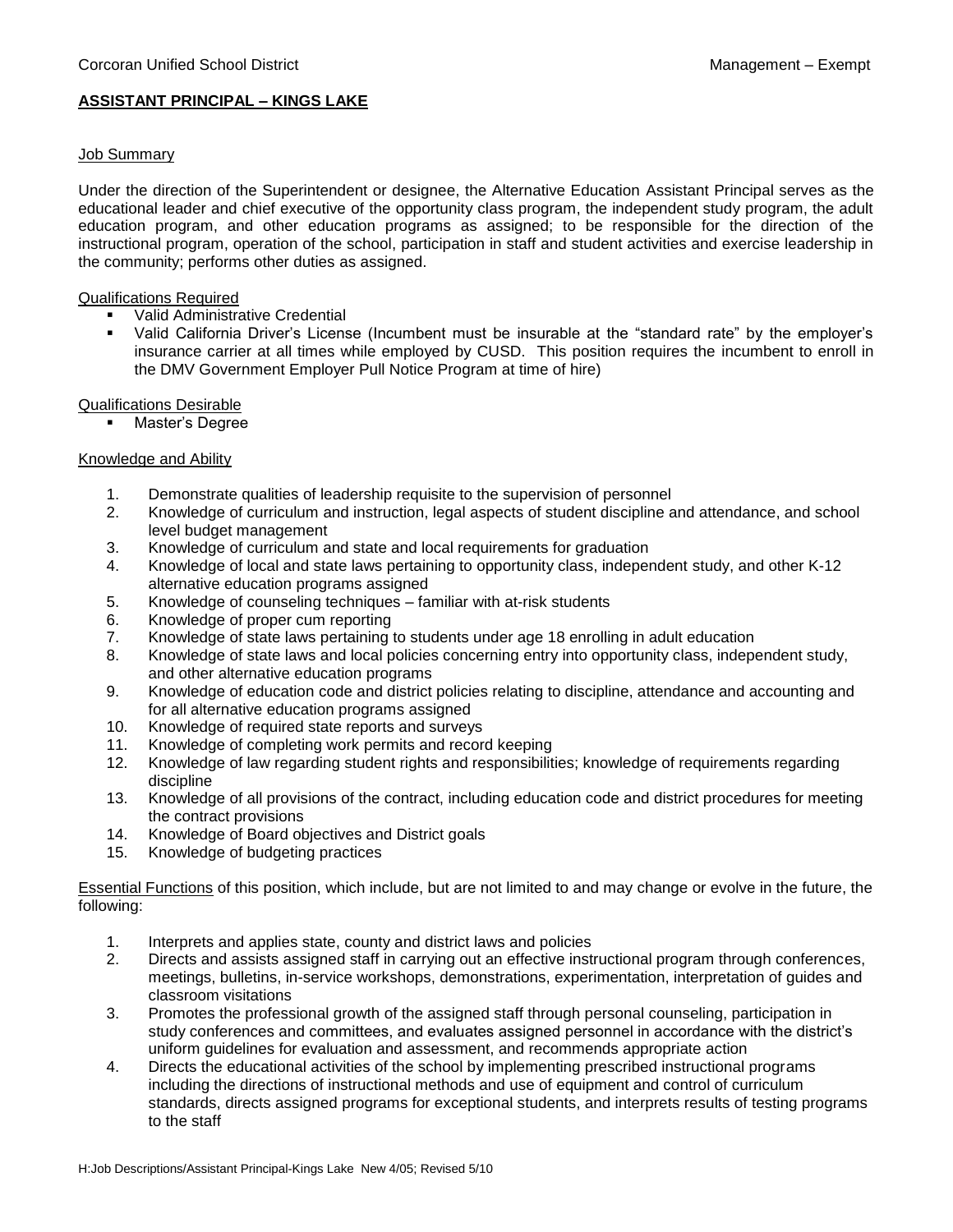Corcoran Unified School District    Management – Exempt

**ASSISTANT PRINCIPAL – KINGS LAKE**

Job Summary

Under the direction of the Superintendent or designee, the Alternative Education Assistant Principal serves as the educational leader and chief executive of the opportunity class program, the independent study program, the adult education program, and other education programs as assigned; to be responsible for the direction of the instructional program, operation of the school, participation in staff and student activities and exercise leadership in the community; performs other duties as assigned.

Qualifications Required

- Valid Administrative Credential
- Valid California Driver's License (Incumbent must be insurable at the "standard rate" by the employer's insurance carrier at all times while employed by CUSD. This position requires the incumbent to enroll in the DMV Government Employer Pull Notice Program at time of hire)

Qualifications Desirable

- Master's Degree

Knowledge and Ability

1. Demonstrate qualities of leadership requisite to the supervision of personnel
2. Knowledge of curriculum and instruction, legal aspects of student discipline and attendance, and school level budget management
3. Knowledge of curriculum and state and local requirements for graduation
4. Knowledge of local and state laws pertaining to opportunity class, independent study, and other K-12 alternative education programs assigned
5. Knowledge of counseling techniques – familiar with at-risk students
6. Knowledge of proper cum reporting
7. Knowledge of state laws pertaining to students under age 18 enrolling in adult education
8. Knowledge of state laws and local policies concerning entry into opportunity class, independent study, and other alternative education programs
9. Knowledge of education code and district policies relating to discipline, attendance and accounting and for all alternative education programs assigned
10. Knowledge of required state reports and surveys
11. Knowledge of completing work permits and record keeping
12. Knowledge of law regarding student rights and responsibilities; knowledge of requirements regarding discipline
13. Knowledge of all provisions of the contract, including education code and district procedures for meeting the contract provisions
14. Knowledge of Board objectives and District goals
15. Knowledge of budgeting practices

Essential Functions of this position, which include, but are not limited to and may change or evolve in the future, the following:

1. Interprets and applies state, county and district laws and policies
2. Directs and assists assigned staff in carrying out an effective instructional program through conferences, meetings, bulletins, in-service workshops, demonstrations, experimentation, interpretation of guides and classroom visitations
3. Promotes the professional growth of the assigned staff through personal counseling, participation in study conferences and committees, and evaluates assigned personnel in accordance with the district's uniform guidelines for evaluation and assessment, and recommends appropriate action
4. Directs the educational activities of the school by implementing prescribed instructional programs including the directions of instructional methods and use of equipment and control of curriculum standards, directs assigned programs for exceptional students, and interprets results of testing programs to the staff

H:Job Descriptions/Assistant Principal-Kings Lake New 4/05; Revised 5/10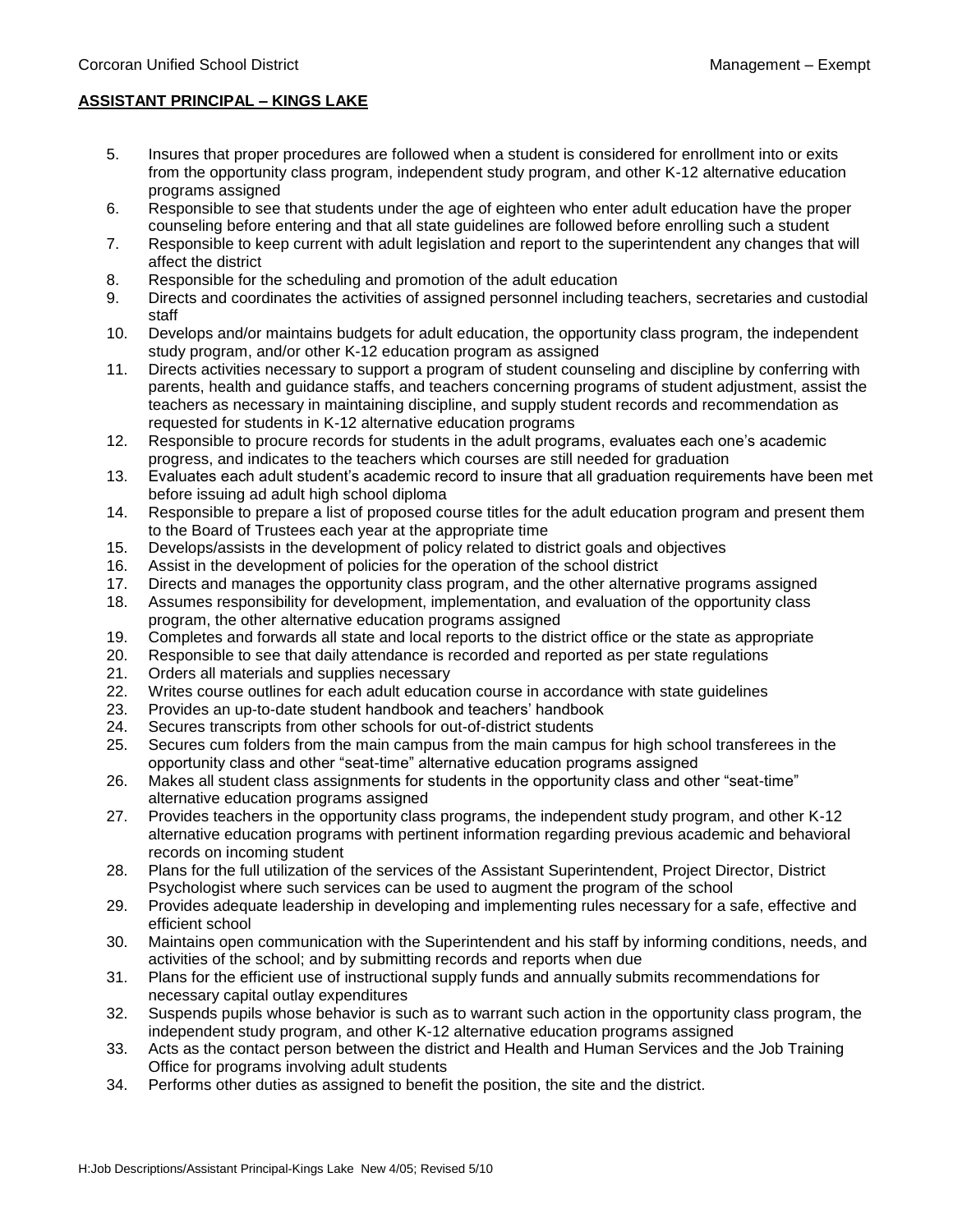**ASSISTANT PRINCIPAL – KINGS LAKE**

5. Insures that proper procedures are followed when a student is considered for enrollment into or exits from the opportunity class program, independent study program, and other K-12 alternative education programs assigned
6. Responsible to see that students under the age of eighteen who enter adult education have the proper counseling before entering and that all state guidelines are followed before enrolling such a student
7. Responsible to keep current with adult legislation and report to the superintendent any changes that will affect the district
8. Responsible for the scheduling and promotion of the adult education
9. Directs and coordinates the activities of assigned personnel including teachers, secretaries and custodial staff
10. Develops and/or maintains budgets for adult education, the opportunity class program, the independent study program, and/or other K-12 education program as assigned
11. Directs activities necessary to support a program of student counseling and discipline by conferring with parents, health and guidance staffs, and teachers concerning programs of student adjustment, assist the teachers as necessary in maintaining discipline, and supply student records and recommendation as requested for students in K-12 alternative education programs
12. Responsible to procure records for students in the adult programs, evaluates each one's academic progress, and indicates to the teachers which courses are still needed for graduation
13. Evaluates each adult student's academic record to insure that all graduation requirements have been met before issuing ad adult high school diploma
14. Responsible to prepare a list of proposed course titles for the adult education program and present them to the Board of Trustees each year at the appropriate time
15. Develops/assists in the development of policy related to district goals and objectives
16. Assist in the development of policies for the operation of the school district
17. Directs and manages the opportunity class program, and the other alternative programs assigned
18. Assumes responsibility for development, implementation, and evaluation of the opportunity class program, the other alternative education programs assigned
19. Completes and forwards all state and local reports to the district office or the state as appropriate
20. Responsible to see that daily attendance is recorded and reported as per state regulations
21. Orders all materials and supplies necessary
22. Writes course outlines for each adult education course in accordance with state guidelines
23. Provides an up-to-date student handbook and teachers' handbook
24. Secures transcripts from other schools for out-of-district students
25. Secures cum folders from the main campus from the main campus for high school transferees in the opportunity class and other "seat-time" alternative education programs assigned
26. Makes all student class assignments for students in the opportunity class and other "seat-time" alternative education programs assigned
27. Provides teachers in the opportunity class programs, the independent study program, and other K-12 alternative education programs with pertinent information regarding previous academic and behavioral records on incoming student
28. Plans for the full utilization of the services of the Assistant Superintendent, Project Director, District Psychologist where such services can be used to augment the program of the school
29. Provides adequate leadership in developing and implementing rules necessary for a safe, effective and efficient school
30. Maintains open communication with the Superintendent and his staff by informing conditions, needs, and activities of the school; and by submitting records and reports when due
31. Plans for the efficient use of instructional supply funds and annually submits recommendations for necessary capital outlay expenditures
32. Suspends pupils whose behavior is such as to warrant such action in the opportunity class program, the independent study program, and other K-12 alternative education programs assigned
33. Acts as the contact person between the district and Health and Human Services and the Job Training Office for programs involving adult students
34. Performs other duties as assigned to benefit the position, the site and the district.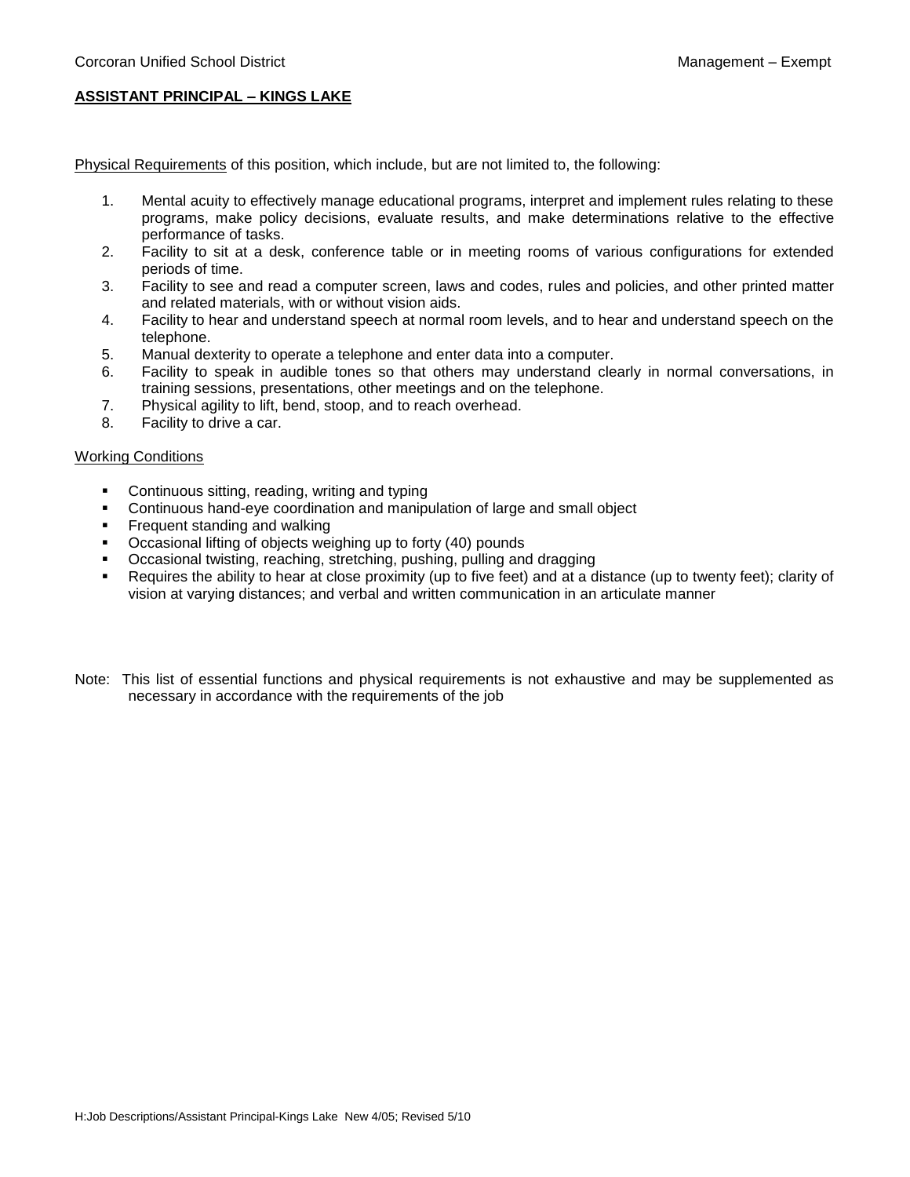**ASSISTANT PRINCIPAL – KINGS LAKE**

Physical Requirements of this position, which include, but are not limited to, the following:

1. Mental acuity to effectively manage educational programs, interpret and implement rules relating to these programs, make policy decisions, evaluate results, and make determinations relative to the effective performance of tasks.
2. Facility to sit at a desk, conference table or in meeting rooms of various configurations for extended periods of time.
3. Facility to see and read a computer screen, laws and codes, rules and policies, and other printed matter and related materials, with or without vision aids.
4. Facility to hear and understand speech at normal room levels, and to hear and understand speech on the telephone.
5. Manual dexterity to operate a telephone and enter data into a computer.
6. Facility to speak in audible tones so that others may understand clearly in normal conversations, in training sessions, presentations, other meetings and on the telephone.
7. Physical agility to lift, bend, stoop, and to reach overhead.
8. Facility to drive a car.

Working Conditions

- Continuous sitting, reading, writing and typing
- Continuous hand-eye coordination and manipulation of large and small object
- Frequent standing and walking
- Occasional lifting of objects weighing up to forty (40) pounds
- Occasional twisting, reaching, stretching, pushing, pulling and dragging
- Requires the ability to hear at close proximity (up to five feet) and at a distance (up to twenty feet); clarity of vision at varying distances; and verbal and written communication in an articulate manner

Note: This list of essential functions and physical requirements is not exhaustive and may be supplemented as necessary in accordance with the requirements of the job

H:Job Descriptions/Assistant Principal-Kings Lake New 4/05; Revised 5/10